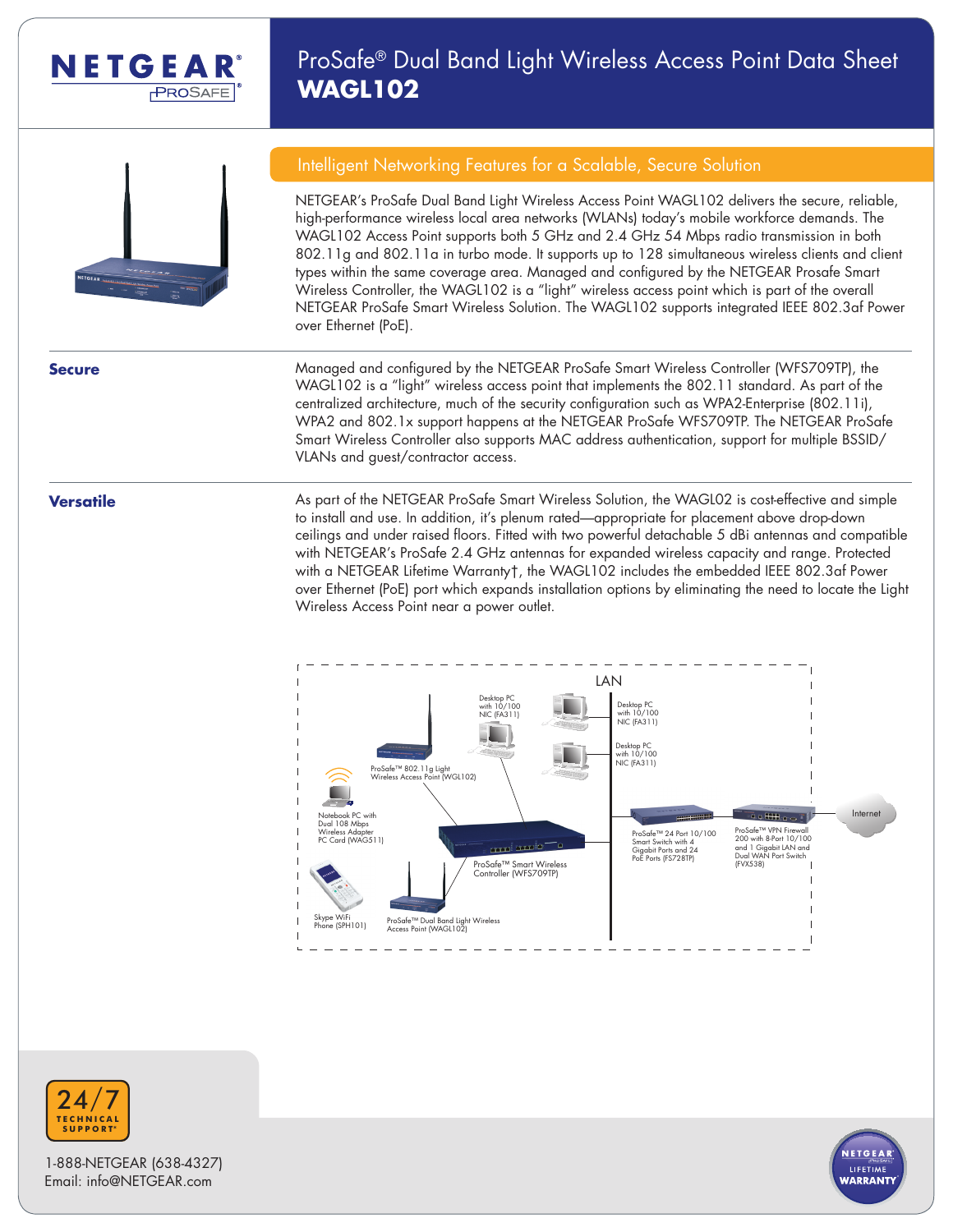# ProSafe® Dual Band Light Wireless Access Point Data Sheet
## WAGL102

## Intelligent Networking Features for a Scalable, Secure Solution

NETGEAR's ProSafe Dual Band Light Wireless Access Point WAGL102 delivers the secure, reliable, high-performance wireless local area networks (WLANs) today's mobile workforce demands. The WAGL102 Access Point supports both 5 GHz and 2.4 GHz 54 Mbps radio transmission in both 802.11g and 802.11a in turbo mode. It supports up to 128 simultaneous wireless clients and client types within the same coverage area. Managed and configured by the NETGEAR Prosafe Smart Wireless Controller, the WAGL102 is a "light" wireless access point which is part of the overall NETGEAR ProSafe Smart Wireless Solution. The WAGL102 supports integrated IEEE 802.3af Power over Ethernet (PoE).

### Secure

Managed and configured by the NETGEAR ProSafe Smart Wireless Controller (WFS709TP), the WAGL102 is a "light" wireless access point that implements the 802.11 standard. As part of the centralized architecture, much of the security configuration such as WPA2-Enterprise (802.11i), WPA2 and 802.1x support happens at the NETGEAR ProSafe WFS709TP. The NETGEAR ProSafe Smart Wireless Controller also supports MAC address authentication, support for multiple BSSID/VLANs and guest/contractor access.

### Versatile

As part of the NETGEAR ProSafe Smart Wireless Solution, the WAGL02 is cost-effective and simple to install and use. In addition, it's plenum rated—appropriate for placement above drop-down ceilings and under raised floors. Fitted with two powerful detachable 5 dBi antennas and compatible with NETGEAR's ProSafe 2.4 GHz antennas for expanded wireless capacity and range. Protected with a NETGEAR Lifetime Warranty†, the WAGL102 includes the embedded IEEE 802.3af Power over Ethernet (PoE) port which expands installation options by eliminating the need to locate the Light Wireless Access Point near a power outlet.

24/7 TECHNICAL SUPPORT*

1-888-NETGEAR (638-4327)
Email: info@NETGEAR.com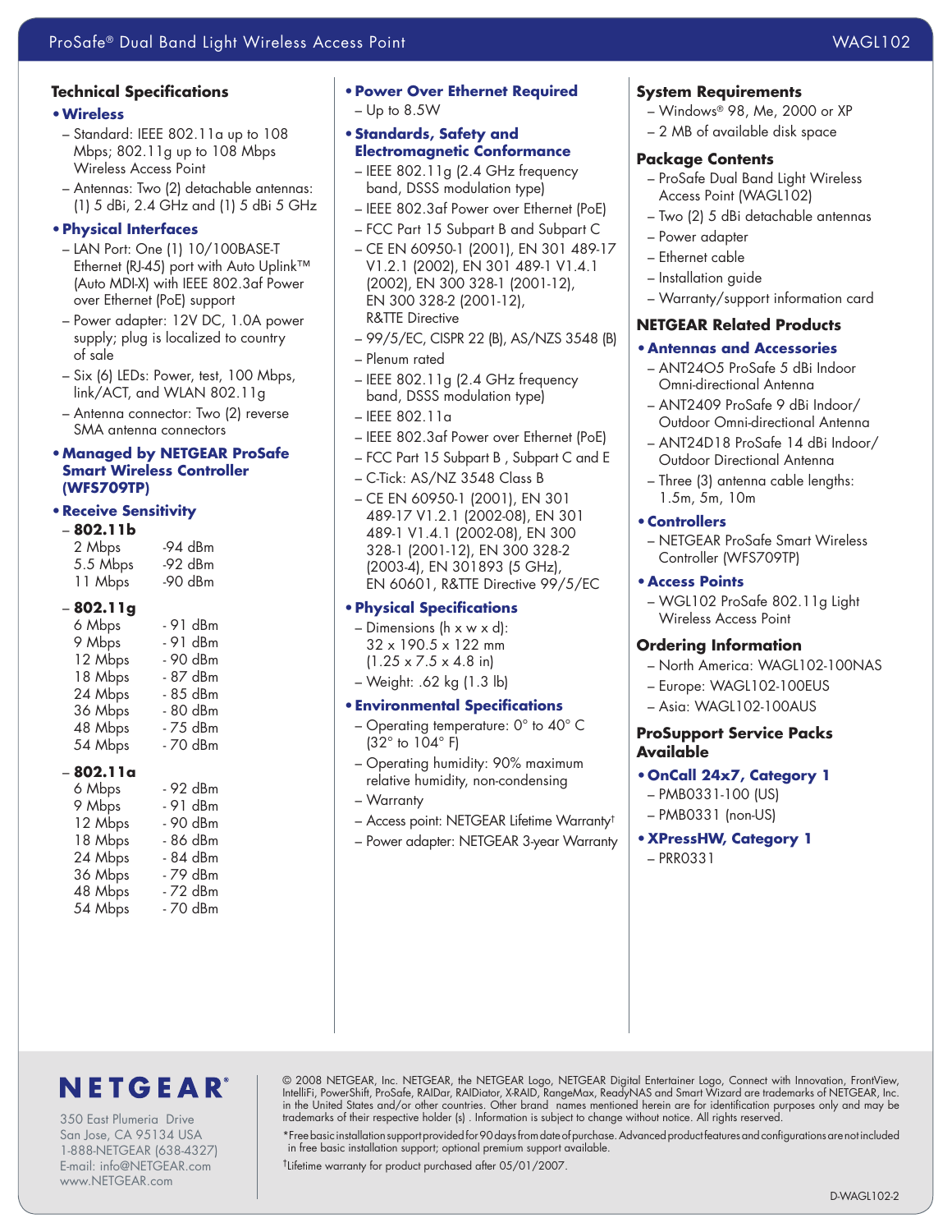## Technical Specifications

- **Wireless**
  - Standard: IEEE 802.11a up to 108 Mbps; 802.11g up to 108 Mbps Wireless Access Point
  - Antennas: Two (2) detachable antennas: (1) 5 dBi, 2.4 GHz and (1) 5 dBi 5 GHz
- **Physical Interfaces**
  - LAN Port: One (1) 10/100BASE-T Ethernet (RJ-45) port with Auto Uplink™ (Auto MDI-X) with IEEE 802.3af Power over Ethernet (PoE) support
  - Power adapter: 12V DC, 1.0A power supply; plug is localized to country of sale
  - Six (6) LEDs: Power, test, 100 Mbps, link/ACT, and WLAN 802.11g
  - Antenna connector: Two (2) reverse SMA antenna connectors
- **Managed by NETGEAR ProSafe Smart Wireless Controller (WFS709TP)**
- **Receive Sensitivity**
  - **802.11b**

| | |
|---|---|
| 2 Mbps | -94 dBm |
| 5.5 Mbps | -92 dBm |
| 11 Mbps | -90 dBm |

  - **802.11g**

| | |
|---|---|
| 6 Mbps | - 91 dBm |
| 9 Mbps | - 91 dBm |
| 12 Mbps | - 90 dBm |
| 18 Mbps | - 87 dBm |
| 24 Mbps | - 85 dBm |
| 36 Mbps | - 80 dBm |
| 48 Mbps | - 75 dBm |
| 54 Mbps | - 70 dBm |

  - **802.11a**

| | |
|---|---|
| 6 Mbps | - 92 dBm |
| 9 Mbps | - 91 dBm |
| 12 Mbps | - 90 dBm |
| 18 Mbps | - 86 dBm |
| 24 Mbps | - 84 dBm |
| 36 Mbps | - 79 dBm |
| 48 Mbps | - 72 dBm |
| 54 Mbps | - 70 dBm |

- **Power Over Ethernet Required**
  - Up to 8.5W
- **Standards, Safety and Electromagnetic Conformance**
  - IEEE 802.11g (2.4 GHz frequency band, DSSS modulation type)
  - IEEE 802.3af Power over Ethernet (PoE)
  - FCC Part 15 Subpart B and Subpart C
  - CE EN 60950-1 (2001), EN 301 489-17 V1.2.1 (2002), EN 301 489-1 V1.4.1 (2002), EN 300 328-1 (2001-12), EN 300 328-2 (2001-12), R&TTE Directive
  - 99/5/EC, CISPR 22 (B), AS/NZS 3548 (B)
  - Plenum rated
  - IEEE 802.11g (2.4 GHz frequency band, DSSS modulation type)
  - IEEE 802.11a
  - IEEE 802.3af Power over Ethernet (PoE)
  - FCC Part 15 Subpart B , Subpart C and E
  - C-Tick: AS/NZ 3548 Class B
  - CE EN 60950-1 (2001), EN 301 489-17 V1.2.1 (2002-08), EN 301 489-1 V1.4.1 (2002-08), EN 300 328-1 (2001-12), EN 300 328-2 (2003-4), EN 301893 (5 GHz), EN 60601, R&TTE Directive 99/5/EC
- **Physical Specifications**
  - Dimensions (h x w x d): 32 x 190.5 x 122 mm (1.25 x 7.5 x 4.8 in)
  - Weight: .62 kg (1.3 lb)
- **Environmental Specifications**
  - Operating temperature: 0° to 40° C (32° to 104° F)
  - Operating humidity: 90% maximum relative humidity, non-condensing
  - Warranty
  - Access point: NETGEAR Lifetime Warranty†
  - Power adapter: NETGEAR 3-year Warranty

## System Requirements

- Windows® 98, Me, 2000 or XP
- 2 MB of available disk space

## Package Contents

- ProSafe Dual Band Light Wireless Access Point (WAGL102)
- Two (2) 5 dBi detachable antennas
- Power adapter
- Ethernet cable
- Installation guide
- Warranty/support information card

## NETGEAR Related Products

- **Antennas and Accessories**
  - ANT2405 ProSafe 5 dBi Indoor Omni-directional Antenna
  - ANT2409 ProSafe 9 dBi Indoor/ Outdoor Omni-directional Antenna
  - ANT24D18 ProSafe 14 dBi Indoor/ Outdoor Directional Antenna
  - Three (3) antenna cable lengths: 1.5m, 5m, 10m
- **Controllers**
  - NETGEAR ProSafe Smart Wireless Controller (WFS709TP)
- **Access Points**
  - WGL102 ProSafe 802.11g Light Wireless Access Point

## Ordering Information

- North America: WAGL102-100NAS
- Europe: WAGL102-100EUS
- Asia: WAGL102-100AUS

## ProSupport Service Packs Available

- **OnCall 24x7, Category 1**
  - PMB0331-100 (US)
  - PMB0331 (non-US)
- **XPressHW, Category 1**
  - PRR0331

NETGEAR®

350 East Plumeria Drive
San Jose, CA 95134 USA
1-888-NETGEAR (638-4327)
E-mail: info@NETGEAR.com
www.NETGEAR.com

© 2008 NETGEAR, Inc. NETGEAR, the NETGEAR Logo, NETGEAR Digital Entertainer Logo, Connect with Innovation, FrontView, IntelliFi, PowerShift, ProSafe, RAIDar, RAIDiator, X-RAID, RangeMax, ReadyNAS and Smart Wizard are trademarks of NETGEAR, Inc. in the United States and/or other countries. Other brand names mentioned herein are for identification purposes only and may be trademarks of their respective holder (s) . Information is subject to change without notice. All rights reserved.

*Free basic installation support provided for 90 days from date of purchase. Advanced product features and configurations are not included in free basic installation support; optional premium support available.

†Lifetime warranty for product purchased after 05/01/2007.

D-WAGL102-2